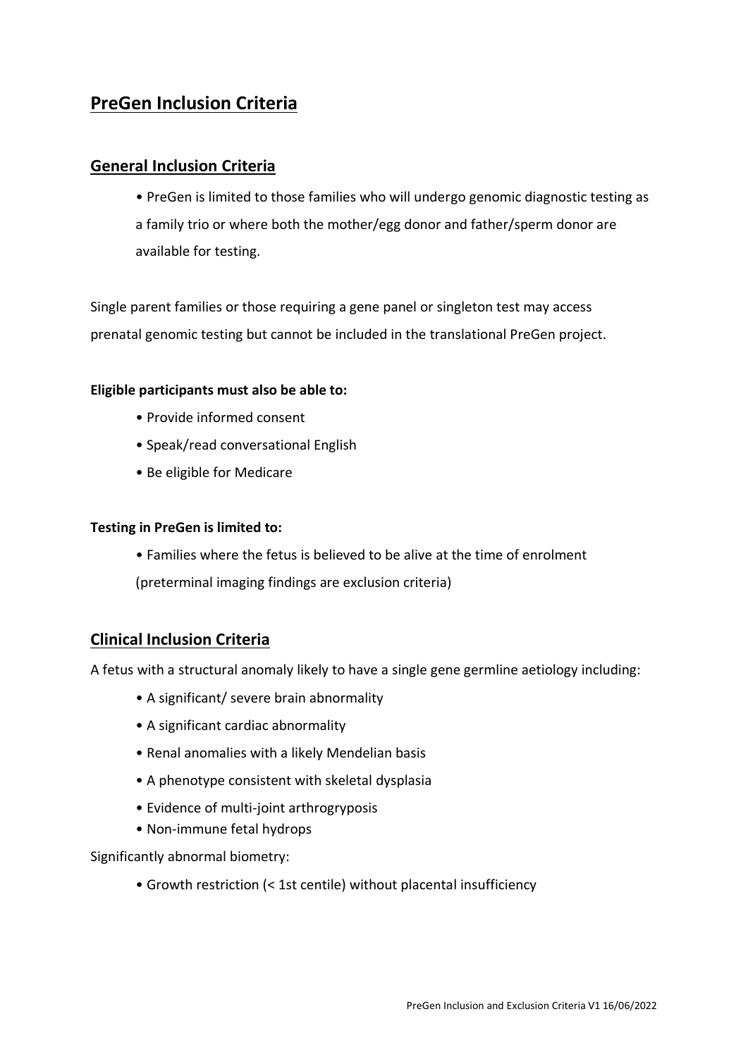# PreGen Inclusion Criteria

## General Inclusion Criteria

- PreGen is limited to those families who will undergo genomic diagnostic testing as a family trio or where both the mother/egg donor and father/sperm donor are available for testing.

Single parent families or those requiring a gene panel or singleton test may access prenatal genomic testing but cannot be included in the translational PreGen project.

**Eligible participants must also be able to:**

- Provide informed consent
- Speak/read conversational English
- Be eligible for Medicare

**Testing in PreGen is limited to:**

- Families where the fetus is believed to be alive at the time of enrolment (preterminal imaging findings are exclusion criteria)

## Clinical Inclusion Criteria

A fetus with a structural anomaly likely to have a single gene germline aetiology including:

- A significant/ severe brain abnormality
- A significant cardiac abnormality
- Renal anomalies with a likely Mendelian basis
- A phenotype consistent with skeletal dysplasia
- Evidence of multi-joint arthrogryposis
- Non-immune fetal hydrops

Significantly abnormal biometry:

- Growth restriction (< 1st centile) without placental insufficiency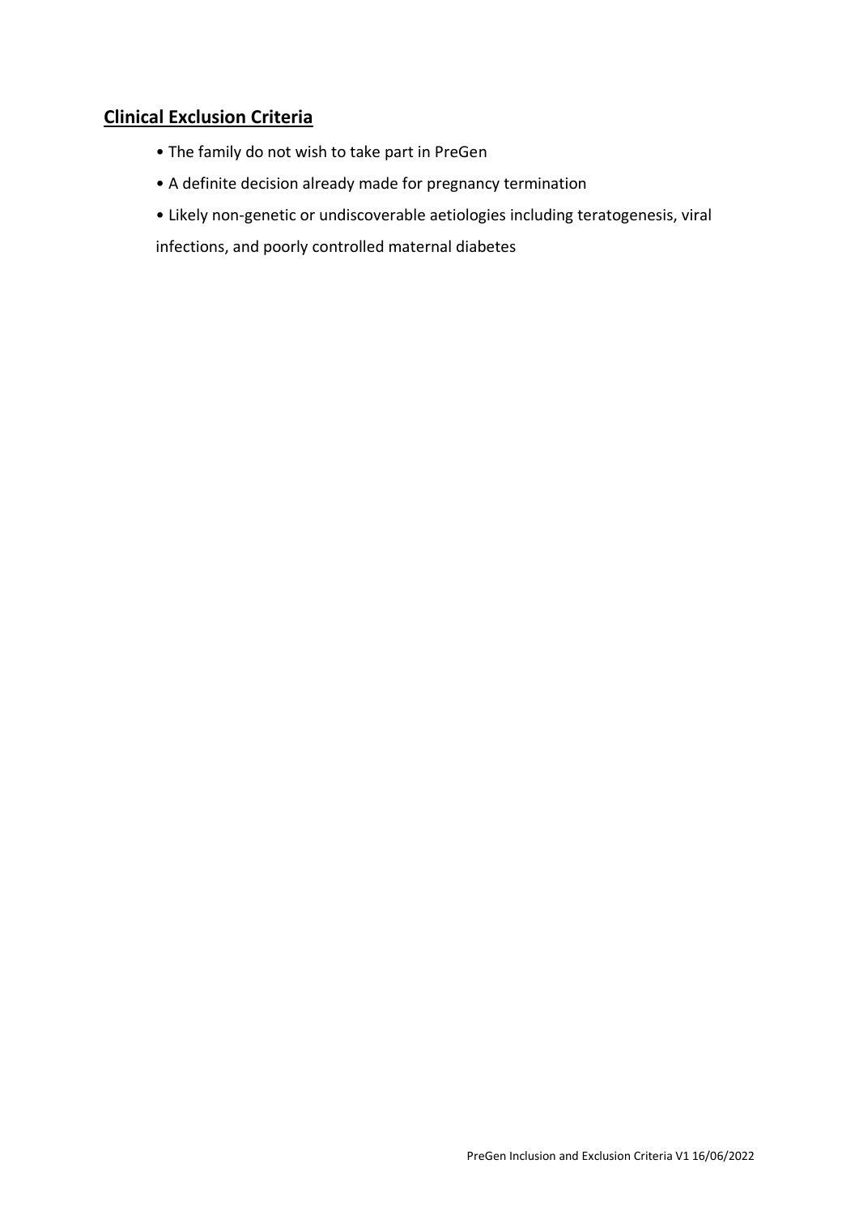## Clinical Exclusion Criteria

- The family do not wish to take part in PreGen
- A definite decision already made for pregnancy termination
- Likely non-genetic or undiscoverable aetiologies including teratogenesis, viral infections, and poorly controlled maternal diabetes